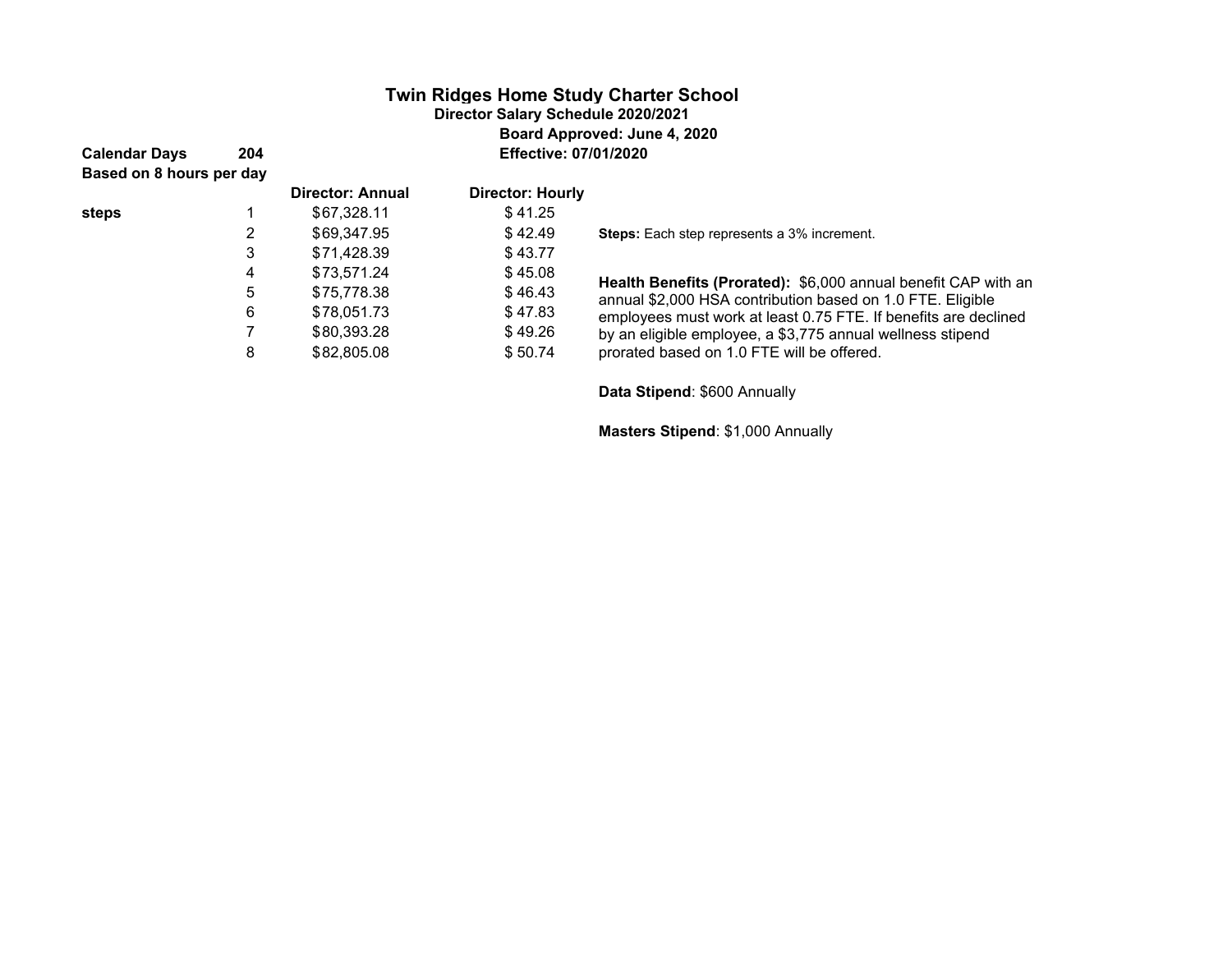# Twin Ridges Home Study Charter School

**Director Salary Schedule 2020/2021**

**Board Approved: June 4, 2020**

**Effective: 07/01/2020**

**Calendar Days** **204**

**Based on 8 hours per day**

| | | Director: Annual | Director: Hourly |
|---|---|---|---|
| **steps** | 1 | $67,328.11 | $ 41.25 |
| | 2 | $69,347.95 | $ 42.49 |
| | 3 | $71,428.39 | $ 43.77 |
| | 4 | $73,571.24 | $ 45.08 |
| | 5 | $75,778.38 | $ 46.43 |
| | 6 | $78,051.73 | $ 47.83 |
| | 7 | $80,393.28 | $ 49.26 |
| | 8 | $82,805.08 | $ 50.74 |

**Steps:** Each step represents a 3% increment.

**Health Benefits (Prorated):** $6,000 annual benefit CAP with an annual $2,000 HSA contribution based on 1.0 FTE. Eligible employees must work at least 0.75 FTE. If benefits are declined by an eligible employee, a $3,775 annual wellness stipend prorated based on 1.0 FTE will be offered.

**Data Stipend**: $600 Annually

**Masters Stipend**: $1,000 Annually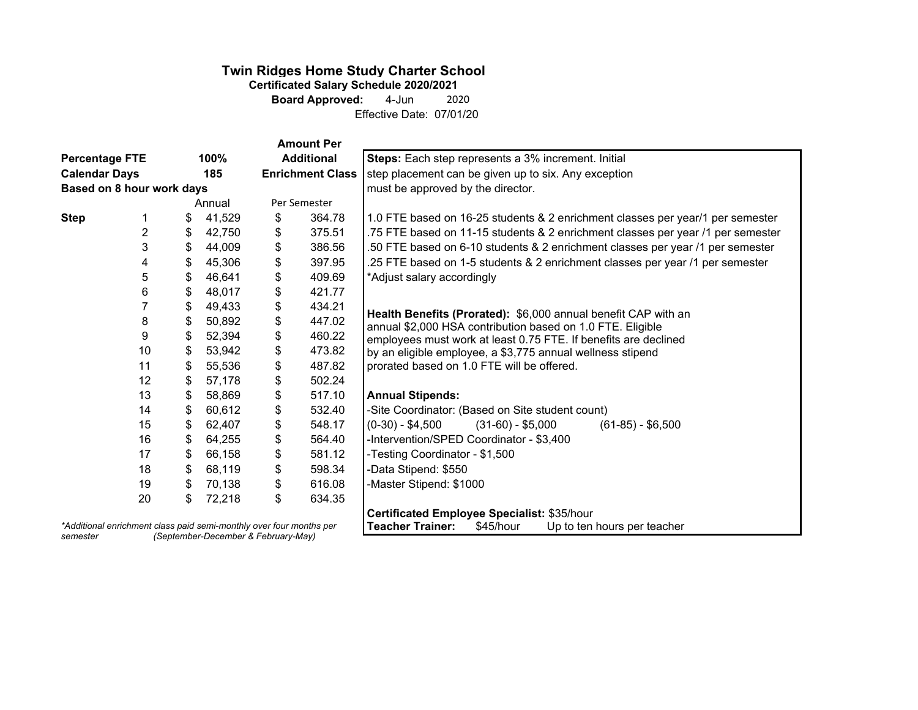# Twin Ridges Home Study Charter School

**Certificated Salary Schedule 2020/2021**

**Board Approved:** 4-Jun 2020

Effective Date: 07/01/20

| | | | Amount Per Additional Enrichment Class |
|---|---|---|---|
| **Percentage FTE** | | **100%** | |
| **Calendar Days** | | **185** | |
| **Based on 8 hour work days** | | | |
| | | Annual | Per Semester |
| **Step** | 1 | $ 41,529 | $ 364.78 |
| | 2 | $ 42,750 | $ 375.51 |
| | 3 | $ 44,009 | $ 386.56 |
| | 4 | $ 45,306 | $ 397.95 |
| | 5 | $ 46,641 | $ 409.69 |
| | 6 | $ 48,017 | $ 421.77 |
| | 7 | $ 49,433 | $ 434.21 |
| | 8 | $ 50,892 | $ 447.02 |
| | 9 | $ 52,394 | $ 460.22 |
| | 10 | $ 53,942 | $ 473.82 |
| | 11 | $ 55,536 | $ 487.82 |
| | 12 | $ 57,178 | $ 502.24 |
| | 13 | $ 58,869 | $ 517.10 |
| | 14 | $ 60,612 | $ 532.40 |
| | 15 | $ 62,407 | $ 548.17 |
| | 16 | $ 64,255 | $ 564.40 |
| | 17 | $ 66,158 | $ 581.12 |
| | 18 | $ 68,119 | $ 598.34 |
| | 19 | $ 70,138 | $ 616.08 |
| | 20 | $ 72,218 | $ 634.35 |

*Additional enrichment class paid semi-monthly over four months per semester (September-December & February-May)*

**Steps:** Each step represents a 3% increment. Initial step placement can be given up to six. Any exception must be approved by the director.

1.0 FTE based on 16-25 students & 2 enrichment classes per year/1 per semester
.75 FTE based on 11-15 students & 2 enrichment classes per year /1 per semester
.50 FTE based on 6-10 students & 2 enrichment classes per year /1 per semester
.25 FTE based on 1-5 students & 2 enrichment classes per year /1 per semester
*Adjust salary accordingly

**Health Benefits (Prorated):** $6,000 annual benefit CAP with an annual $2,000 HSA contribution based on 1.0 FTE. Eligible employees must work at least 0.75 FTE. If benefits are declined by an eligible employee, a $3,775 annual wellness stipend prorated based on 1.0 FTE will be offered.

**Annual Stipends:**

-Site Coordinator: (Based on Site student count)
(0-30) - $4,500 (31-60) - $5,000 (61-85) - $6,500
-Intervention/SPED Coordinator - $3,400
-Testing Coordinator - $1,500
-Data Stipend: $550
-Master Stipend: $1000

**Certificated Employee Specialist:** $35/hour
**Teacher Trainer:** $45/hour Up to ten hours per teacher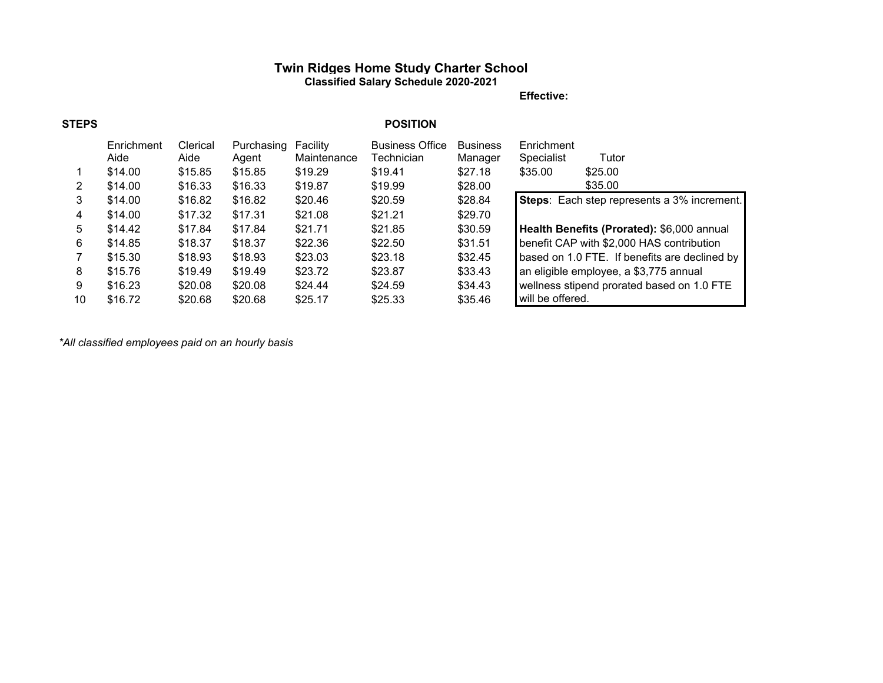# Twin Ridges Home Study Charter School

**Classified Salary Schedule 2020-2021**

**Effective:**

**STEPS** **POSITION**

| | Enrichment Aide | Clerical Aide | Purchasing Agent | Facility Maintenance | Business Office Technician | Business Manager | Enrichment Specialist | Tutor |
|---|---|---|---|---|---|---|---|---|
| 1 | $14.00 | $15.85 | $15.85 | $19.29 | $19.41 | $27.18 | $35.00 | $25.00 |
| 2 | $14.00 | $16.33 | $16.33 | $19.87 | $19.99 | $28.00 | | $35.00 |
| 3 | $14.00 | $16.82 | $16.82 | $20.46 | $20.59 | $28.84 | | |
| 4 | $14.00 | $17.32 | $17.31 | $21.08 | $21.21 | $29.70 | | |
| 5 | $14.42 | $17.84 | $17.84 | $21.71 | $21.85 | $30.59 | | |
| 6 | $14.85 | $18.37 | $18.37 | $22.36 | $22.50 | $31.51 | | |
| 7 | $15.30 | $18.93 | $18.93 | $23.03 | $23.18 | $32.45 | | |
| 8 | $15.76 | $19.49 | $19.49 | $23.72 | $23.87 | $33.43 | | |
| 9 | $16.23 | $20.08 | $20.08 | $24.44 | $24.59 | $34.43 | | |
| 10 | $16.72 | $20.68 | $20.68 | $25.17 | $25.33 | $35.46 | | |

**Steps**: Each step represents a 3% increment.

**Health Benefits (Prorated):** $6,000 annual benefit CAP with $2,000 HAS contribution based on 1.0 FTE. If benefits are declined by an eligible employee, a $3,775 annual wellness stipend prorated based on 1.0 FTE will be offered.

*\*All classified employees paid on an hourly basis*